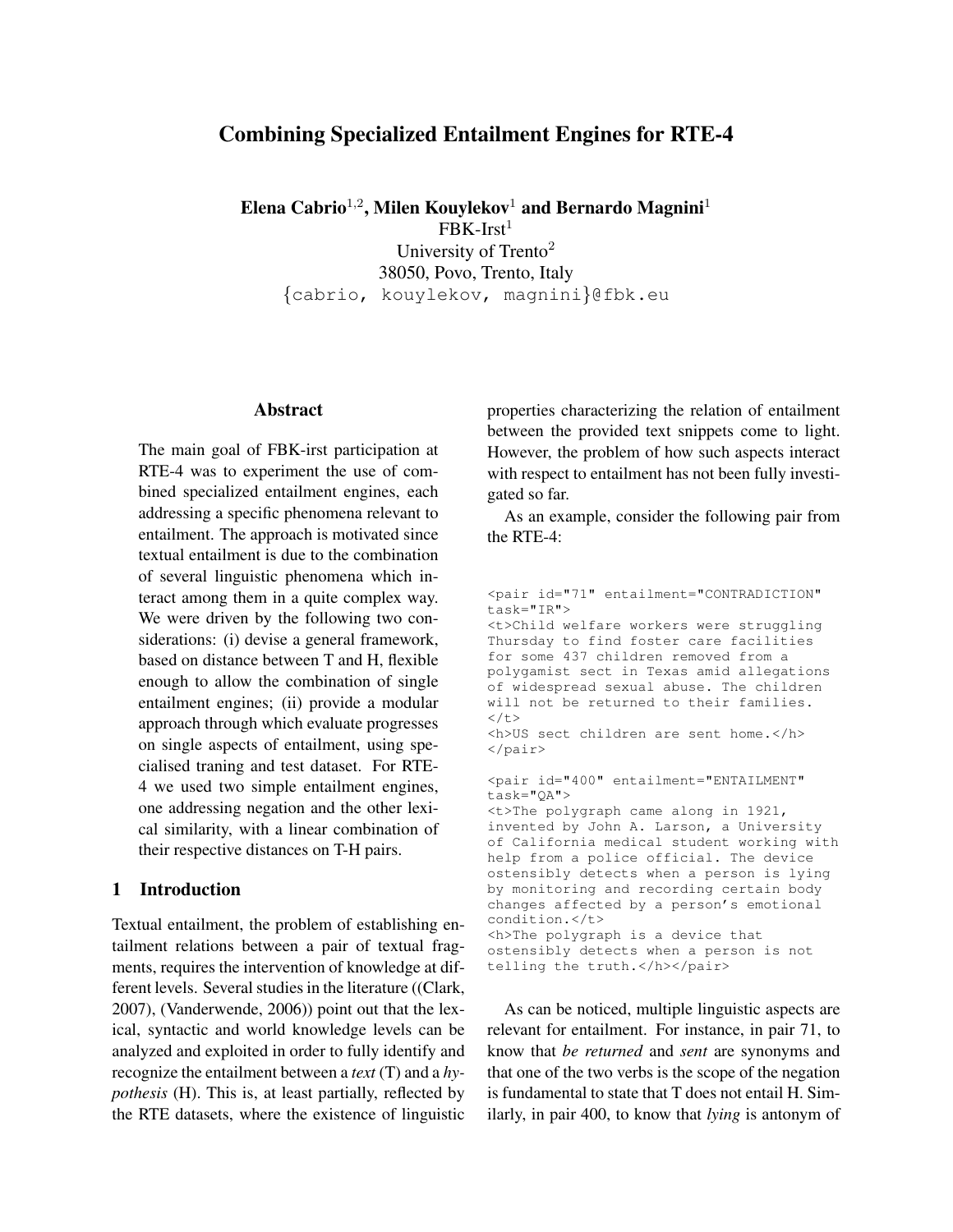# Combining Specialized Entailment Engines for RTE-4

**Elena Cabrio[1,2], Milen Kouylekov[1] and Bernardo Magnini[1]**

FBK-Irst[1]

University of Trento[2]

38050, Povo, Trento, Italy

{cabrio, kouylekov, magnini}@fbk.eu

## Abstract

The main goal of FBK-irst participation at RTE-4 was to experiment the use of combined specialized entailment engines, each addressing a specific phenomena relevant to entailment. The approach is motivated since textual entailment is due to the combination of several linguistic phenomena which interact among them in a quite complex way. We were driven by the following two considerations: (i) devise a general framework, based on distance between T and H, flexible enough to allow the combination of single entailment engines; (ii) provide a modular approach through which evaluate progresses on single aspects of entailment, using specialised traning and test dataset. For RTE-4 we used two simple entailment engines, one addressing negation and the other lexical similarity, with a linear combination of their respective distances on T-H pairs.

## 1 Introduction

Textual entailment, the problem of establishing entailment relations between a pair of textual fragments, requires the intervention of knowledge at different levels. Several studies in the literature ((Clark, 2007), (Vanderwende, 2006)) point out that the lexical, syntactic and world knowledge levels can be analyzed and exploited in order to fully identify and recognize the entailment between a *text* (T) and a *hypothesis* (H). This is, at least partially, reflected by the RTE datasets, where the existence of linguistic properties characterizing the relation of entailment between the provided text snippets come to light. However, the problem of how such aspects interact with respect to entailment has not been fully investigated so far.

As an example, consider the following pair from the RTE-4:

```
<pair id="71" entailment="CONTRADICTION"
task="IR">
<t>Child welfare workers were struggling
Thursday to find foster care facilities
for some 437 children removed from a
polygamist sect in Texas amid allegations
of widespread sexual abuse. The children
will not be returned to their families.
</t>
<h>US sect children are sent home.</h>
</pair>

<pair id="400" entailment="ENTAILMENT"
task="QA">
<t>The polygraph came along in 1921,
invented by John A. Larson, a University
of California medical student working with
help from a police official. The device
ostensibly detects when a person is lying
by monitoring and recording certain body
changes affected by a person's emotional
condition.</t>
<h>The polygraph is a device that
ostensibly detects when a person is not
telling the truth.</h></pair>
```

As can be noticed, multiple linguistic aspects are relevant for entailment. For instance, in pair 71, to know that *be returned* and *sent* are synonyms and that one of the two verbs is the scope of the negation is fundamental to state that T does not entail H. Similarly, in pair 400, to know that *lying* is antonym of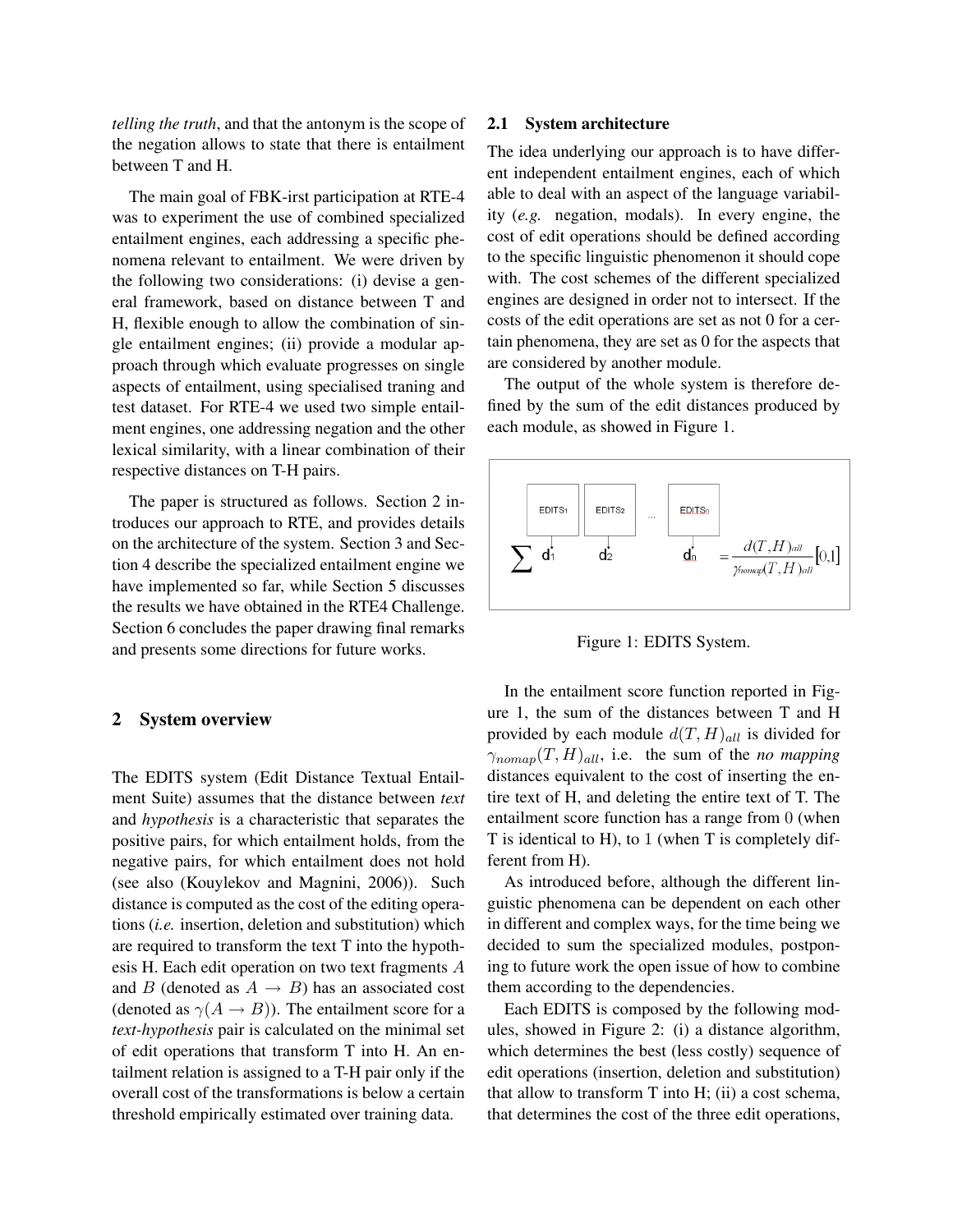*telling the truth*, and that the antonym is the scope of the negation allows to state that there is entailment between T and H.

The main goal of FBK-irst participation at RTE-4 was to experiment the use of combined specialized entailment engines, each addressing a specific phenomena relevant to entailment. We were driven by the following two considerations: (i) devise a general framework, based on distance between T and H, flexible enough to allow the combination of single entailment engines; (ii) provide a modular approach through which evaluate progresses on single aspects of entailment, using specialised traning and test dataset. For RTE-4 we used two simple entailment engines, one addressing negation and the other lexical similarity, with a linear combination of their respective distances on T-H pairs.

The paper is structured as follows. Section 2 introduces our approach to RTE, and provides details on the architecture of the system. Section 3 and Section 4 describe the specialized entailment engine we have implemented so far, while Section 5 discusses the results we have obtained in the RTE4 Challenge. Section 6 concludes the paper drawing final remarks and presents some directions for future works.

## 2 System overview

The EDITS system (Edit Distance Textual Entailment Suite) assumes that the distance between *text* and *hypothesis* is a characteristic that separates the positive pairs, for which entailment holds, from the negative pairs, for which entailment does not hold (see also (Kouylekov and Magnini, 2006)). Such distance is computed as the cost of the editing operations (*i.e.* insertion, deletion and substitution) which are required to transform the text T into the hypothesis H. Each edit operation on two text fragments $A$ and $B$ (denoted as $A \rightarrow B$) has an associated cost (denoted as $\gamma(A \rightarrow B)$). The entailment score for a *text-hypothesis* pair is calculated on the minimal set of edit operations that transform T into H. An entailment relation is assigned to a T-H pair only if the overall cost of the transformations is below a certain threshold empirically estimated over training data.

### 2.1 System architecture

The idea underlying our approach is to have different independent entailment engines, each of which able to deal with an aspect of the language variability (*e.g.* negation, modals). In every engine, the cost of edit operations should be defined according to the specific linguistic phenomenon it should cope with. The cost schemes of the different specialized engines are designed in order not to intersect. If the costs of the edit operations are set as not 0 for a certain phenomena, they are set as 0 for the aspects that are considered by another module.

The output of the whole system is therefore defined by the sum of the edit distances produced by each module, as showed in Figure 1.

EDITS1 EDITS2 ... EDITSn

$$\sum d_1 \quad d_2 \quad d_n = \frac{d(T,H)_{all}}{\gamma_{nomap}(T,H)_{all}} [0,1]$$

Figure 1: EDITS System.

In the entailment score function reported in Figure 1, the sum of the distances between T and H provided by each module $d(T,H)_{all}$ is divided for $\gamma_{nomap}(T,H)_{all}$, i.e. the sum of the *no mapping* distances equivalent to the cost of inserting the entire text of H, and deleting the entire text of T. The entailment score function has a range from $0$ (when T is identical to H), to $1$ (when T is completely different from H).

As introduced before, although the different linguistic phenomena can be dependent on each other in different and complex ways, for the time being we decided to sum the specialized modules, postponing to future work the open issue of how to combine them according to the dependencies.

Each EDITS is composed by the following modules, showed in Figure 2: (i) a distance algorithm, which determines the best (less costly) sequence of edit operations (insertion, deletion and substitution) that allow to transform T into H; (ii) a cost schema, that determines the cost of the three edit operations,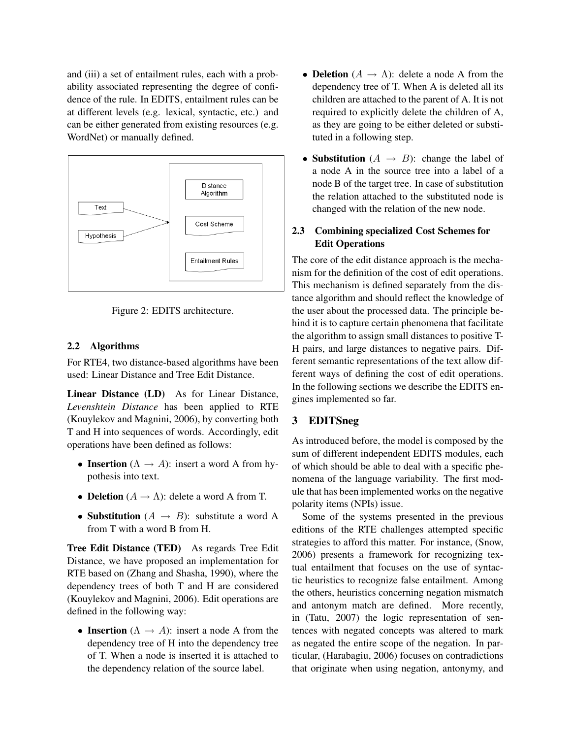and (iii) a set of entailment rules, each with a probability associated representing the degree of confidence of the rule. In EDITS, entailment rules can be at different levels (e.g. lexical, syntactic, etc.) and can be either generated from existing resources (e.g. WordNet) or manually defined.

Figure 2: EDITS architecture.

### 2.2 Algorithms

For RTE4, two distance-based algorithms have been used: Linear Distance and Tree Edit Distance.

**Linear Distance (LD)** As for Linear Distance, *Levenshtein Distance* has been applied to RTE (Kouylekov and Magnini, 2006), by converting both T and H into sequences of words. Accordingly, edit operations have been defined as follows:

- **Insertion** ($\Lambda \rightarrow A$): insert a word A from hypothesis into text.
- **Deletion** ($A \rightarrow \Lambda$): delete a word A from T.
- **Substitution** ($A \rightarrow B$): substitute a word A from T with a word B from H.

**Tree Edit Distance (TED)** As regards Tree Edit Distance, we have proposed an implementation for RTE based on (Zhang and Shasha, 1990), where the dependency trees of both T and H are considered (Kouylekov and Magnini, 2006). Edit operations are defined in the following way:

- **Insertion** ($\Lambda \rightarrow A$): insert a node A from the dependency tree of H into the dependency tree of T. When a node is inserted it is attached to the dependency relation of the source label.
- **Deletion** ($A \rightarrow \Lambda$): delete a node A from the dependency tree of T. When A is deleted all its children are attached to the parent of A. It is not required to explicitly delete the children of A, as they are going to be either deleted or substituted in a following step.
- **Substitution** ($A \rightarrow B$): change the label of a node A in the source tree into a label of a node B of the target tree. In case of substitution the relation attached to the substituted node is changed with the relation of the new node.

### 2.3 Combining specialized Cost Schemes for Edit Operations

The core of the edit distance approach is the mechanism for the definition of the cost of edit operations. This mechanism is defined separately from the distance algorithm and should reflect the knowledge of the user about the processed data. The principle behind it is to capture certain phenomena that facilitate the algorithm to assign small distances to positive T-H pairs, and large distances to negative pairs. Different semantic representations of the text allow different ways of defining the cost of edit operations. In the following sections we describe the EDITS engines implemented so far.

## 3 EDITSneg

As introduced before, the model is composed by the sum of different independent EDITS modules, each of which should be able to deal with a specific phenomena of the language variability. The first module that has been implemented works on the negative polarity items (NPIs) issue.

Some of the systems presented in the previous editions of the RTE challenges attempted specific strategies to afford this matter. For instance, (Snow, 2006) presents a framework for recognizing textual entailment that focuses on the use of syntactic heuristics to recognize false entailment. Among the others, heuristics concerning negation mismatch and antonym match are defined. More recently, in (Tatu, 2007) the logic representation of sentences with negated concepts was altered to mark as negated the entire scope of the negation. In particular, (Harabagiu, 2006) focuses on contradictions that originate when using negation, antonymy, and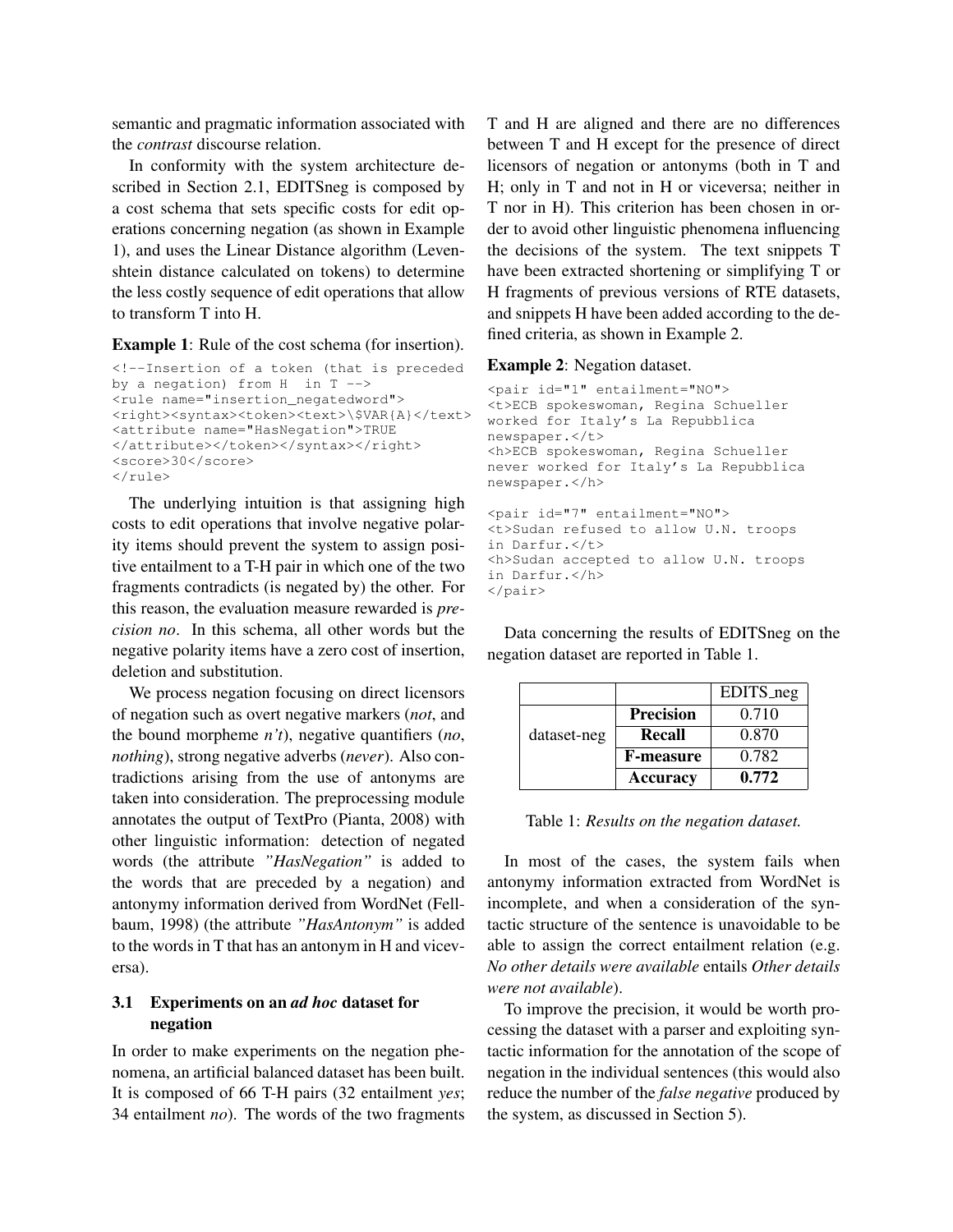semantic and pragmatic information associated with the *contrast* discourse relation.

In conformity with the system architecture described in Section 2.1, EDITSneg is composed by a cost schema that sets specific costs for edit operations concerning negation (as shown in Example 1), and uses the Linear Distance algorithm (Levenshtein distance calculated on tokens) to determine the less costly sequence of edit operations that allow to transform T into H.

**Example 1**: Rule of the cost schema (for insertion).

```
<!--Insertion of a token (that is preceded
by a negation) from H  in T -->
<rule name="insertion_negatedword">
<right><syntax><token><text>\$VAR{A}</text>
<attribute name="HasNegation">TRUE
</attribute></token></syntax></right>
<score>30</score>
</rule>
```

The underlying intuition is that assigning high costs to edit operations that involve negative polarity items should prevent the system to assign positive entailment to a T-H pair in which one of the two fragments contradicts (is negated by) the other. For this reason, the evaluation measure rewarded is *precision no*. In this schema, all other words but the negative polarity items have a zero cost of insertion, deletion and substitution.

We process negation focusing on direct licensors of negation such as overt negative markers (*not*, and the bound morpheme *n't*), negative quantifiers (*no*, *nothing*), strong negative adverbs (*never*). Also contradictions arising from the use of antonyms are taken into consideration. The preprocessing module annotates the output of TextPro (Pianta, 2008) with other linguistic information: detection of negated words (the attribute *"HasNegation"* is added to the words that are preceded by a negation) and antonymy information derived from WordNet (Fellbaum, 1998) (the attribute *"HasAntonym"* is added to the words in T that has an antonym in H and viceversa).

### 3.1 Experiments on an *ad hoc* dataset for negation

In order to make experiments on the negation phenomena, an artificial balanced dataset has been built. It is composed of 66 T-H pairs (32 entailment *yes*; 34 entailment *no*). The words of the two fragments T and H are aligned and there are no differences between T and H except for the presence of direct licensors of negation or antonyms (both in T and H; only in T and not in H or viceversa; neither in T nor in H). This criterion has been chosen in order to avoid other linguistic phenomena influencing the decisions of the system. The text snippets T have been extracted shortening or simplifying T or H fragments of previous versions of RTE datasets, and snippets H have been added according to the defined criteria, as shown in Example 2.

**Example 2**: Negation dataset.

```
<pair id="1" entailment="NO">
<t>ECB spokeswoman, Regina Schueller
worked for Italy's La Repubblica
newspaper.</t>
<h>ECB spokeswoman, Regina Schueller
never worked for Italy's La Repubblica
newspaper.</h>

<pair id="7" entailment="NO">
<t>Sudan refused to allow U.N. troops
in Darfur.</t>
<h>Sudan accepted to allow U.N. troops
in Darfur.</h>
</pair>
```

Data concerning the results of EDITSneg on the negation dataset are reported in Table 1.

| | | EDITS_neg |
|---|---|---|
| dataset-neg | **Precision** | 0.710 |
| | **Recall** | 0.870 |
| | **F-measure** | 0.782 |
| | **Accuracy** | **0.772** |

Table 1: *Results on the negation dataset.*

In most of the cases, the system fails when antonymy information extracted from WordNet is incomplete, and when a consideration of the syntactic structure of the sentence is unavoidable to be able to assign the correct entailment relation (e.g. *No other details were available* entails *Other details were not available*).

To improve the precision, it would be worth processing the dataset with a parser and exploiting syntactic information for the annotation of the scope of negation in the individual sentences (this would also reduce the number of the *false negative* produced by the system, as discussed in Section 5).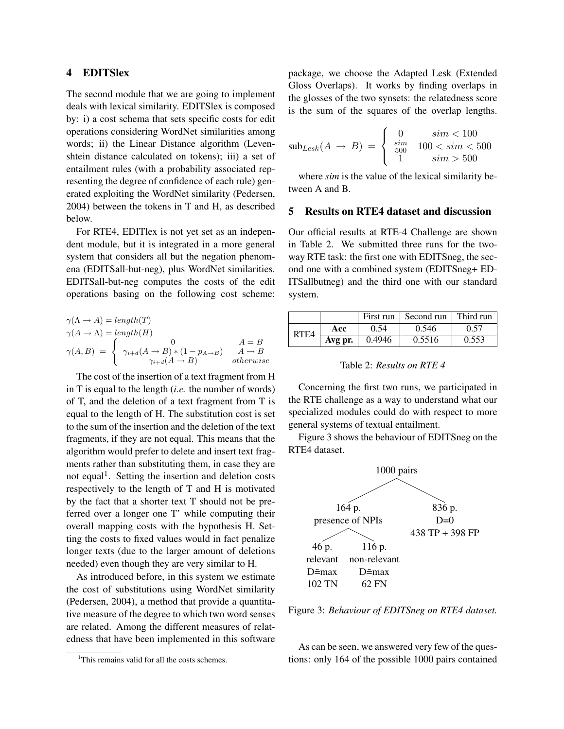## 4 EDITSlex

The second module that we are going to implement deals with lexical similarity. EDITSlex is composed by: i) a cost schema that sets specific costs for edit operations considering WordNet similarities among words; ii) the Linear Distance algorithm (Levenshtein distance calculated on tokens); iii) a set of entailment rules (with a probability associated representing the degree of confidence of each rule) generated exploiting the WordNet similarity (Pedersen, 2004) between the tokens in T and H, as described below.

For RTE4, EDITlex is not yet set as an independent module, but it is integrated in a more general system that considers all but the negation phenomena (EDITSall-but-neg), plus WordNet similarities. EDITSall-but-neg computes the costs of the edit operations basing on the following cost scheme:

$$\gamma(\Lambda \rightarrow A) = length(T)$$
$$\gamma(A \rightarrow \Lambda) = length(H)$$
$$\gamma(A, B) = \begin{cases} 0 & A = B \\ \gamma_{i+d}(A \rightarrow B) * (1 - p_{A \rightarrow B}) & A \rightarrow B \\ \gamma_{i+d}(A \rightarrow B) & otherwise \end{cases}$$

The cost of the insertion of a text fragment from H in T is equal to the length (*i.e.* the number of words) of T, and the deletion of a text fragment from T is equal to the length of H. The substitution cost is set to the sum of the insertion and the deletion of the text fragments, if they are not equal. This means that the algorithm would prefer to delete and insert text fragments rather than substituting them, in case they are not equal[1]. Setting the insertion and deletion costs respectively to the length of T and H is motivated by the fact that a shorter text T should not be preferred over a longer one T' while computing their overall mapping costs with the hypothesis H. Setting the costs to fixed values would in fact penalize longer texts (due to the larger amount of deletions needed) even though they are very similar to H.

As introduced before, in this system we estimate the cost of substitutions using WordNet similarity (Pedersen, 2004), a method that provide a quantitative measure of the degree to which two word senses are related. Among the different measures of relatedness that have been implemented in this software package, we choose the Adapted Lesk (Extended Gloss Overlaps). It works by finding overlaps in the glosses of the two synsets: the relatedness score is the sum of the squares of the overlap lengths.

$$\text{sub}_{Lesk}(A \rightarrow B) = \begin{cases} 0 & sim < 100 \\ \frac{sim}{500} & 100 < sim < 500 \\ 1 & sim > 500 \end{cases}$$

where *sim* is the value of the lexical similarity between A and B.

## 5 Results on RTE4 dataset and discussion

Our official results at RTE-4 Challenge are shown in Table 2. We submitted three runs for the two-way RTE task: the first one with EDITSneg, the second one with a combined system (EDITSneg+ EDITSallbutneg) and the third one with our standard system.

| | | First run | Second run | Third run |
|---|---|---|---|---|
| RTE4 | **Acc** | 0.54 | 0.546 | 0.57 |
| | **Avg pr.** | 0.4946 | 0.5516 | 0.553 |

Table 2: *Results on RTE 4*

Concerning the first two runs, we participated in the RTE challenge as a way to understand what our specialized modules could do with respect to more general systems of textual entailment.

Figure 3 shows the behaviour of EDITSneg on the RTE4 dataset.

1000 pairs
- 164 p. presence of NPIs
  - 46 p. relevant D≅max 102 TN
  - 116 p. non-relevant D≅max 62 FN
- 836 p. D=0 438 TP + 398 FP

Figure 3: *Behaviour of EDITSneg on RTE4 dataset.*

As can be seen, we answered very few of the questions: only 164 of the possible 1000 pairs contained

[1] This remains valid for all the costs schemes.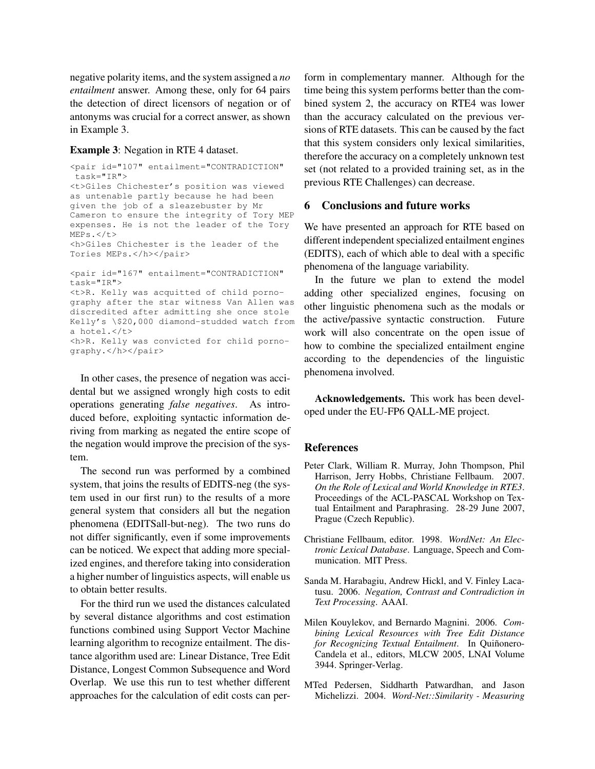negative polarity items, and the system assigned a *no entailment* answer. Among these, only for 64 pairs the detection of direct licensors of negation or of antonyms was crucial for a correct answer, as shown in Example 3.

**Example 3**: Negation in RTE 4 dataset.

```
<pair id="107" entailment="CONTRADICTION"
 task="IR">
<t>Giles Chichester's position was viewed
as untenable partly because he had been
given the job of a sleazebuster by Mr
Cameron to ensure the integrity of Tory MEP
expenses. He is not the leader of the Tory
MEPs.</t>
<h>Giles Chichester is the leader of the
Tories MEPs.</h></pair>

<pair id="167" entailment="CONTRADICTION"
task="IR">
<t>R. Kelly was acquitted of child porno-
graphy after the star witness Van Allen was
discredited after admitting she once stole
Kelly's \$20,000 diamond-studded watch from
a hotel.</t>
<h>R. Kelly was convicted for child porno-
graphy.</h></pair>
```

In other cases, the presence of negation was accidental but we assigned wrongly high costs to edit operations generating *false negatives*. As introduced before, exploiting syntactic information deriving from marking as negated the entire scope of the negation would improve the precision of the system.

The second run was performed by a combined system, that joins the results of EDITS-neg (the system used in our first run) to the results of a more general system that considers all but the negation phenomena (EDITSall-but-neg). The two runs do not differ significantly, even if some improvements can be noticed. We expect that adding more specialized engines, and therefore taking into consideration a higher number of linguistics aspects, will enable us to obtain better results.

For the third run we used the distances calculated by several distance algorithms and cost estimation functions combined using Support Vector Machine learning algorithm to recognize entailment. The distance algorithm used are: Linear Distance, Tree Edit Distance, Longest Common Subsequence and Word Overlap. We use this run to test whether different approaches for the calculation of edit costs can perform in complementary manner. Although for the time being this system performs better than the combined system 2, the accuracy on RTE4 was lower than the accuracy calculated on the previous versions of RTE datasets. This can be caused by the fact that this system considers only lexical similarities, therefore the accuracy on a completely unknown test set (not related to a provided training set, as in the previous RTE Challenges) can decrease.

## 6 Conclusions and future works

We have presented an approach for RTE based on different independent specialized entailment engines (EDITS), each of which able to deal with a specific phenomena of the language variability.

In the future we plan to extend the model adding other specialized engines, focusing on other linguistic phenomena such as the modals or the active/passive syntactic construction. Future work will also concentrate on the open issue of how to combine the specialized entailment engine according to the dependencies of the linguistic phenomena involved.

**Acknowledgements.** This work has been developed under the EU-FP6 QALL-ME project.

## References

Peter Clark, William R. Murray, John Thompson, Phil Harrison, Jerry Hobbs, Christiane Fellbaum. 2007. *On the Role of Lexical and World Knowledge in RTE3*. Proceedings of the ACL-PASCAL Workshop on Textual Entailment and Paraphrasing. 28-29 June 2007, Prague (Czech Republic).

Christiane Fellbaum, editor. 1998. *WordNet: An Electronic Lexical Database*. Language, Speech and Communication. MIT Press.

Sanda M. Harabagiu, Andrew Hickl, and V. Finley Lacatusu. 2006. *Negation, Contrast and Contradiction in Text Processing*. AAAI.

Milen Kouylekov, and Bernardo Magnini. 2006. *Combining Lexical Resources with Tree Edit Distance for Recognizing Textual Entailment*. In Quiñonero-Candela et al., editors, MLCW 2005, LNAI Volume 3944. Springer-Verlag.

MTed Pedersen, Siddharth Patwardhan, and Jason Michelizzi. 2004. *Word-Net::Similarity - Measuring*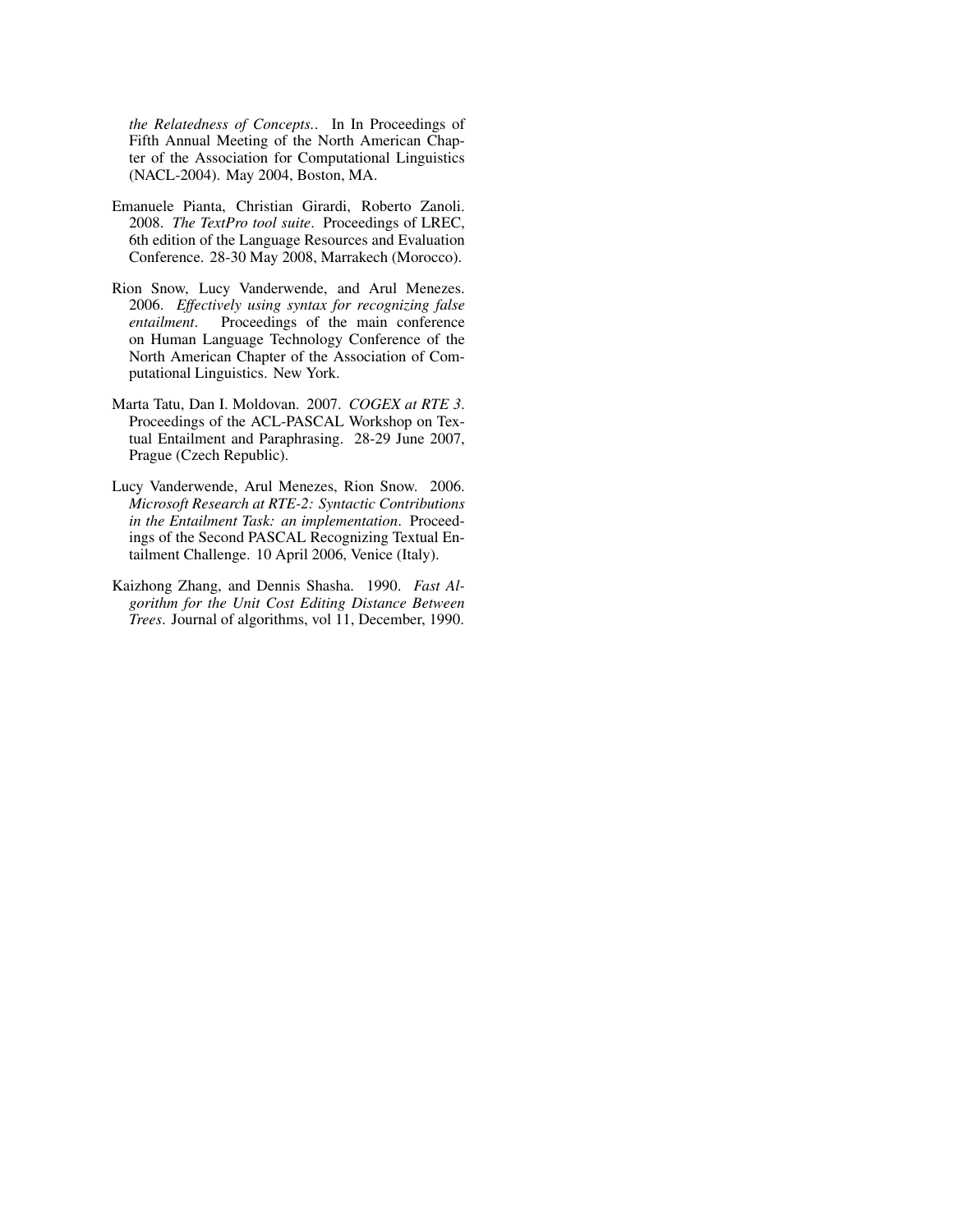*the Relatedness of Concepts.*. In In Proceedings of Fifth Annual Meeting of the North American Chapter of the Association for Computational Linguistics (NACL-2004). May 2004, Boston, MA.

Emanuele Pianta, Christian Girardi, Roberto Zanoli. 2008. *The TextPro tool suite*. Proceedings of LREC, 6th edition of the Language Resources and Evaluation Conference. 28-30 May 2008, Marrakech (Morocco).

Rion Snow, Lucy Vanderwende, and Arul Menezes. 2006. *Effectively using syntax for recognizing false entailment*. Proceedings of the main conference on Human Language Technology Conference of the North American Chapter of the Association of Computational Linguistics. New York.

Marta Tatu, Dan I. Moldovan. 2007. *COGEX at RTE 3*. Proceedings of the ACL-PASCAL Workshop on Textual Entailment and Paraphrasing. 28-29 June 2007, Prague (Czech Republic).

Lucy Vanderwende, Arul Menezes, Rion Snow. 2006. *Microsoft Research at RTE-2: Syntactic Contributions in the Entailment Task: an implementation*. Proceedings of the Second PASCAL Recognizing Textual Entailment Challenge. 10 April 2006, Venice (Italy).

Kaizhong Zhang, and Dennis Shasha. 1990. *Fast Algorithm for the Unit Cost Editing Distance Between Trees*. Journal of algorithms, vol 11, December, 1990.